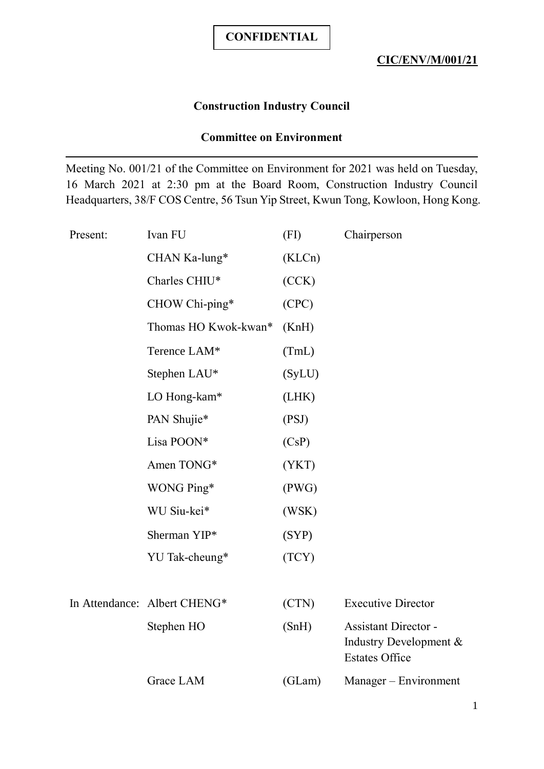**CONFIDENTIAL**

**CIC/ENV/M/001/21**

# Construction Industry Council

## Committee on Environment

Meeting No. 001/21 of the Committee on Environment for 2021 was held on Tuesday, 16 March 2021 at 2:30 pm at the Board Room, Construction Industry Council Headquarters, 38/F COS Centre, 56 Tsun Yip Street, Kwun Tong, Kowloon, Hong Kong.

| | | | |
|---|---|---|---|
| Present: | Ivan FU | (FI) | Chairperson |
| | CHAN Ka-lung* | (KLCn) | |
| | Charles CHIU* | (CCK) | |
| | CHOW Chi-ping* | (CPC) | |
| | Thomas HO Kwok-kwan* | (KnH) | |
| | Terence LAM* | (TmL) | |
| | Stephen LAU* | (SyLU) | |
| | LO Hong-kam* | (LHK) | |
| | PAN Shujie* | (PSJ) | |
| | Lisa POON* | (CsP) | |
| | Amen TONG* | (YKT) | |
| | WONG Ping* | (PWG) | |
| | WU Siu-kei* | (WSK) | |
| | Sherman YIP* | (SYP) | |
| | YU Tak-cheung* | (TCY) | |
| In Attendance: | Albert CHENG* | (CTN) | Executive Director |
| | Stephen HO | (SnH) | Assistant Director - Industry Development & Estates Office |
| | Grace LAM | (GLam) | Manager – Environment |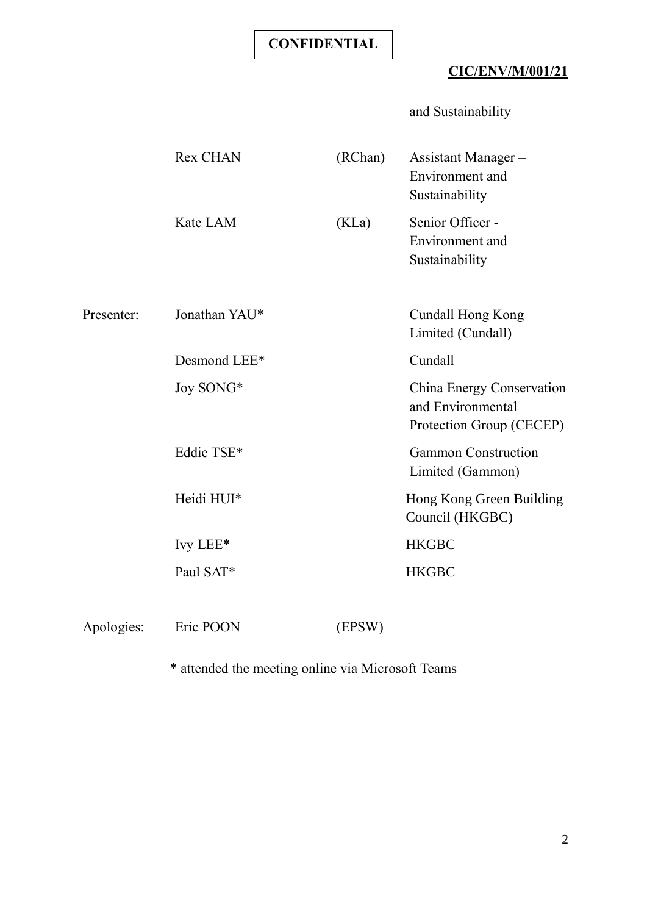**CONFIDENTIAL**

**CIC/ENV/M/001/21**

| | | | |
|---|---|---|---|
| | | | and Sustainability |
| | Rex CHAN | (RChan) | Assistant Manager – Environment and Sustainability |
| | Kate LAM | (KLa) | Senior Officer - Environment and Sustainability |
| Presenter: | Jonathan YAU* | | Cundall Hong Kong Limited (Cundall) |
| | Desmond LEE* | | Cundall |
| | Joy SONG* | | China Energy Conservation and Environmental Protection Group (CECEP) |
| | Eddie TSE* | | Gammon Construction Limited (Gammon) |
| | Heidi HUI* | | Hong Kong Green Building Council (HKGBC) |
| | Ivy LEE* | | HKGBC |
| | Paul SAT* | | HKGBC |
| Apologies: | Eric POON | (EPSW) | |

* attended the meeting online via Microsoft Teams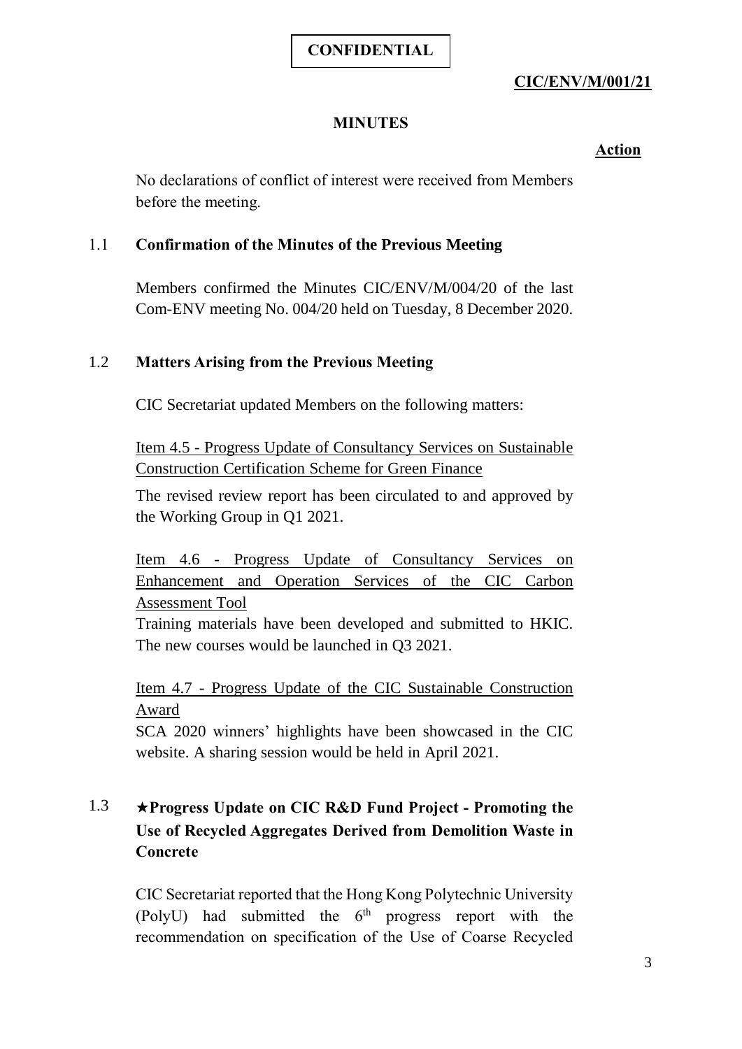**CONFIDENTIAL**

**CIC/ENV/M/001/21**

**MINUTES**

**Action**

No declarations of conflict of interest were received from Members before the meeting.

### 1.1 Confirmation of the Minutes of the Previous Meeting

Members confirmed the Minutes CIC/ENV/M/004/20 of the last Com-ENV meeting No. 004/20 held on Tuesday, 8 December 2020.

### 1.2 Matters Arising from the Previous Meeting

CIC Secretariat updated Members on the following matters:

Item 4.5 - Progress Update of Consultancy Services on Sustainable Construction Certification Scheme for Green Finance

The revised review report has been circulated to and approved by the Working Group in Q1 2021.

Item 4.6 - Progress Update of Consultancy Services on Enhancement and Operation Services of the CIC Carbon Assessment Tool

Training materials have been developed and submitted to HKIC. The new courses would be launched in Q3 2021.

Item 4.7 - Progress Update of the CIC Sustainable Construction Award

SCA 2020 winners' highlights have been showcased in the CIC website. A sharing session would be held in April 2021.

### 1.3 ★Progress Update on CIC R&D Fund Project - Promoting the Use of Recycled Aggregates Derived from Demolition Waste in Concrete

CIC Secretariat reported that the Hong Kong Polytechnic University (PolyU) had submitted the 6th progress report with the recommendation on specification of the Use of Coarse Recycled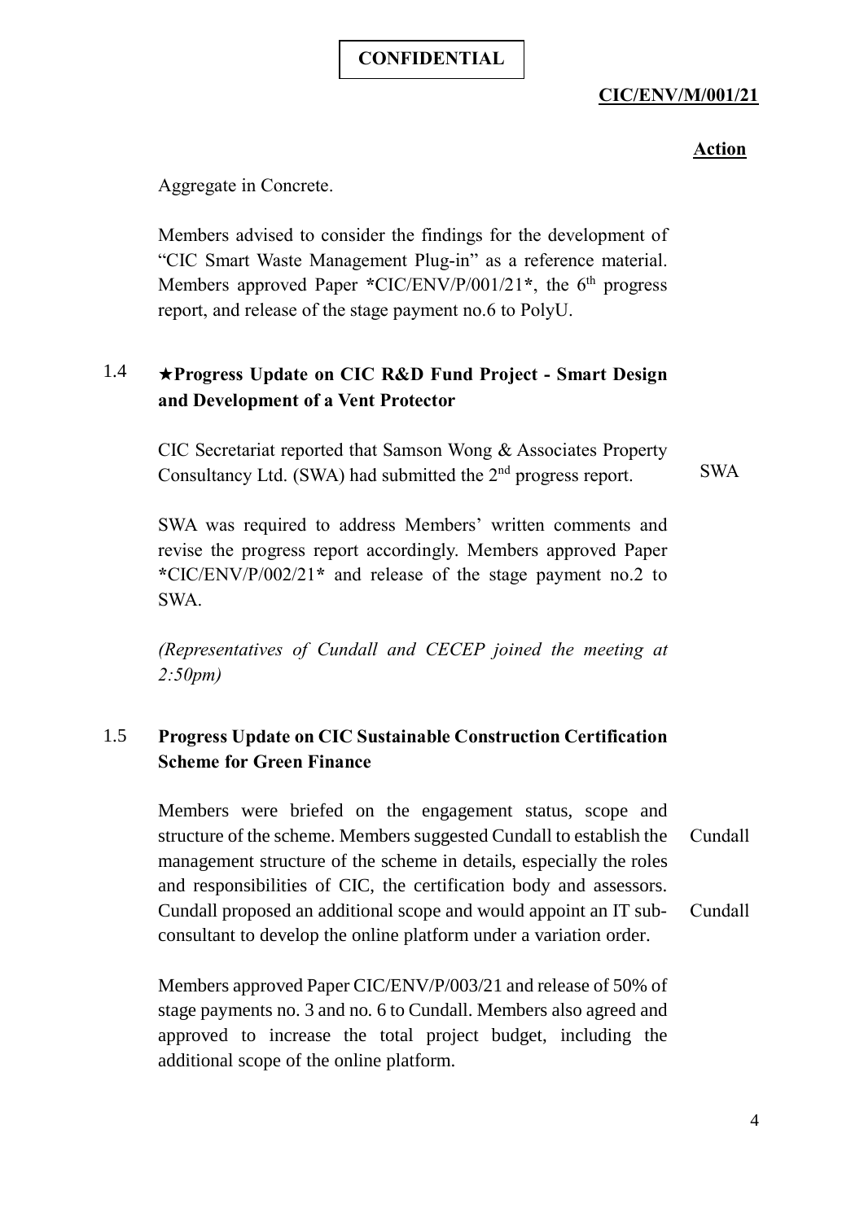**CONFIDENTIAL**

**CIC/ENV/M/001/21**

**Action**

Aggregate in Concrete.

Members advised to consider the findings for the development of "CIC Smart Waste Management Plug-in" as a reference material. Members approved Paper *CIC/ENV/P/001/21*, the 6th progress report, and release of the stage payment no.6 to PolyU.

### 1.4 ★Progress Update on CIC R&D Fund Project - Smart Design and Development of a Vent Protector

CIC Secretariat reported that Samson Wong & Associates Property Consultancy Ltd. (SWA) had submitted the 2nd progress report. — SWA

SWA was required to address Members' written comments and revise the progress report accordingly. Members approved Paper *CIC/ENV/P/002/21* and release of the stage payment no.2 to SWA.

*(Representatives of Cundall and CECEP joined the meeting at 2:50pm)*

### 1.5 Progress Update on CIC Sustainable Construction Certification Scheme for Green Finance

Members were briefed on the engagement status, scope and structure of the scheme. Members suggested Cundall to establish the management structure of the scheme in details, especially the roles and responsibilities of CIC, the certification body and assessors. — Cundall

Cundall proposed an additional scope and would appoint an IT sub-consultant to develop the online platform under a variation order. — Cundall

Members approved Paper CIC/ENV/P/003/21 and release of 50% of stage payments no. 3 and no. 6 to Cundall. Members also agreed and approved to increase the total project budget, including the additional scope of the online platform.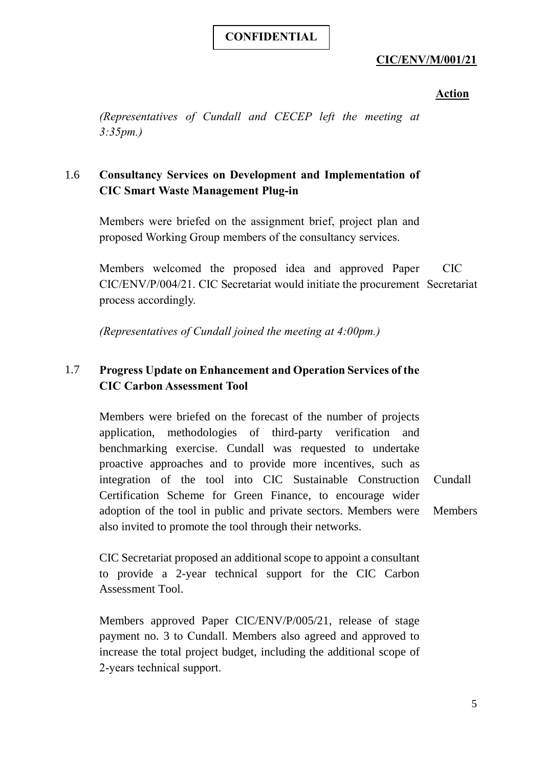**CONFIDENTIAL**

**CIC/ENV/M/001/21**

**Action**

*(Representatives of Cundall and CECEP left the meeting at 3:35pm.)*

**1.6 Consultancy Services on Development and Implementation of CIC Smart Waste Management Plug-in**

Members were briefed on the assignment brief, project plan and proposed Working Group members of the consultancy services.

Members welcomed the proposed idea and approved Paper CIC/ENV/P/004/21. CIC Secretariat would initiate the procurement process accordingly. — *Action: CIC Secretariat*

*(Representatives of Cundall joined the meeting at 4:00pm.)*

**1.7 Progress Update on Enhancement and Operation Services of the CIC Carbon Assessment Tool**

Members were briefed on the forecast of the number of projects application, methodologies of third-party verification and benchmarking exercise. Cundall was requested to undertake proactive approaches and to provide more incentives, such as integration of the tool into CIC Sustainable Construction Certification Scheme for Green Finance, to encourage wider adoption of the tool in public and private sectors. Members were also invited to promote the tool through their networks. — *Action: Cundall; Members*

CIC Secretariat proposed an additional scope to appoint a consultant to provide a 2-year technical support for the CIC Carbon Assessment Tool.

Members approved Paper CIC/ENV/P/005/21, release of stage payment no. 3 to Cundall. Members also agreed and approved to increase the total project budget, including the additional scope of 2-years technical support.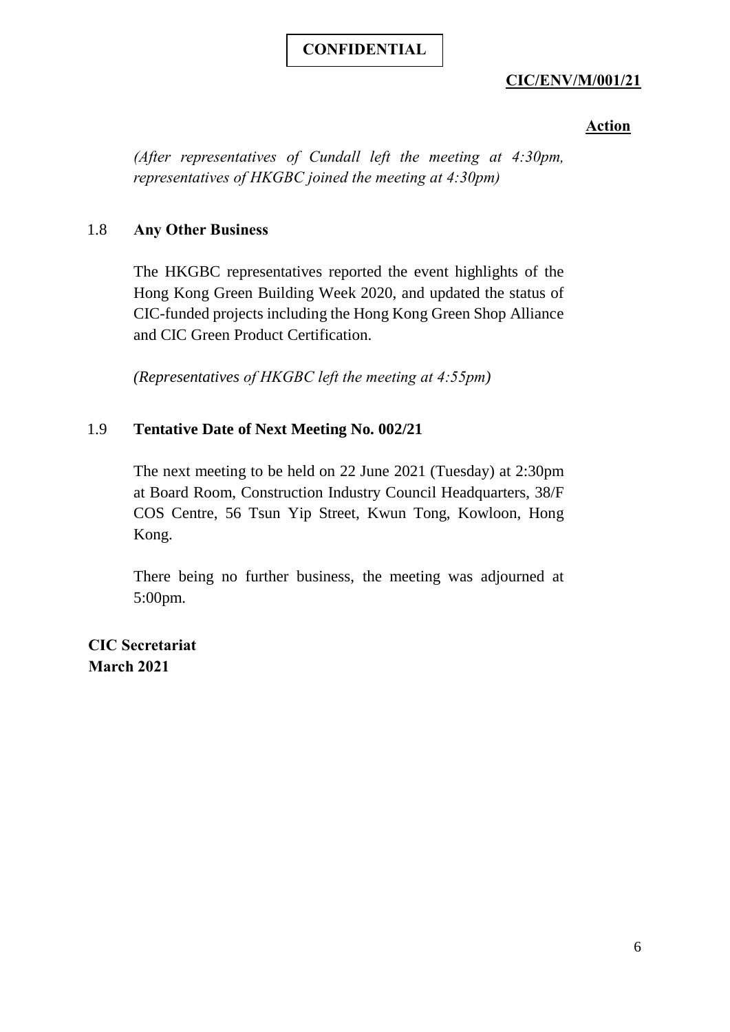**CONFIDENTIAL**

**CIC/ENV/M/001/21**

**Action**

*(After representatives of Cundall left the meeting at 4:30pm, representatives of HKGBC joined the meeting at 4:30pm)*

### 1.8 Any Other Business

The HKGBC representatives reported the event highlights of the Hong Kong Green Building Week 2020, and updated the status of CIC-funded projects including the Hong Kong Green Shop Alliance and CIC Green Product Certification.

*(Representatives of HKGBC left the meeting at 4:55pm)*

### 1.9 Tentative Date of Next Meeting No. 002/21

The next meeting to be held on 22 June 2021 (Tuesday) at 2:30pm at Board Room, Construction Industry Council Headquarters, 38/F COS Centre, 56 Tsun Yip Street, Kwun Tong, Kowloon, Hong Kong.

There being no further business, the meeting was adjourned at 5:00pm.

**CIC Secretariat**
**March 2021**